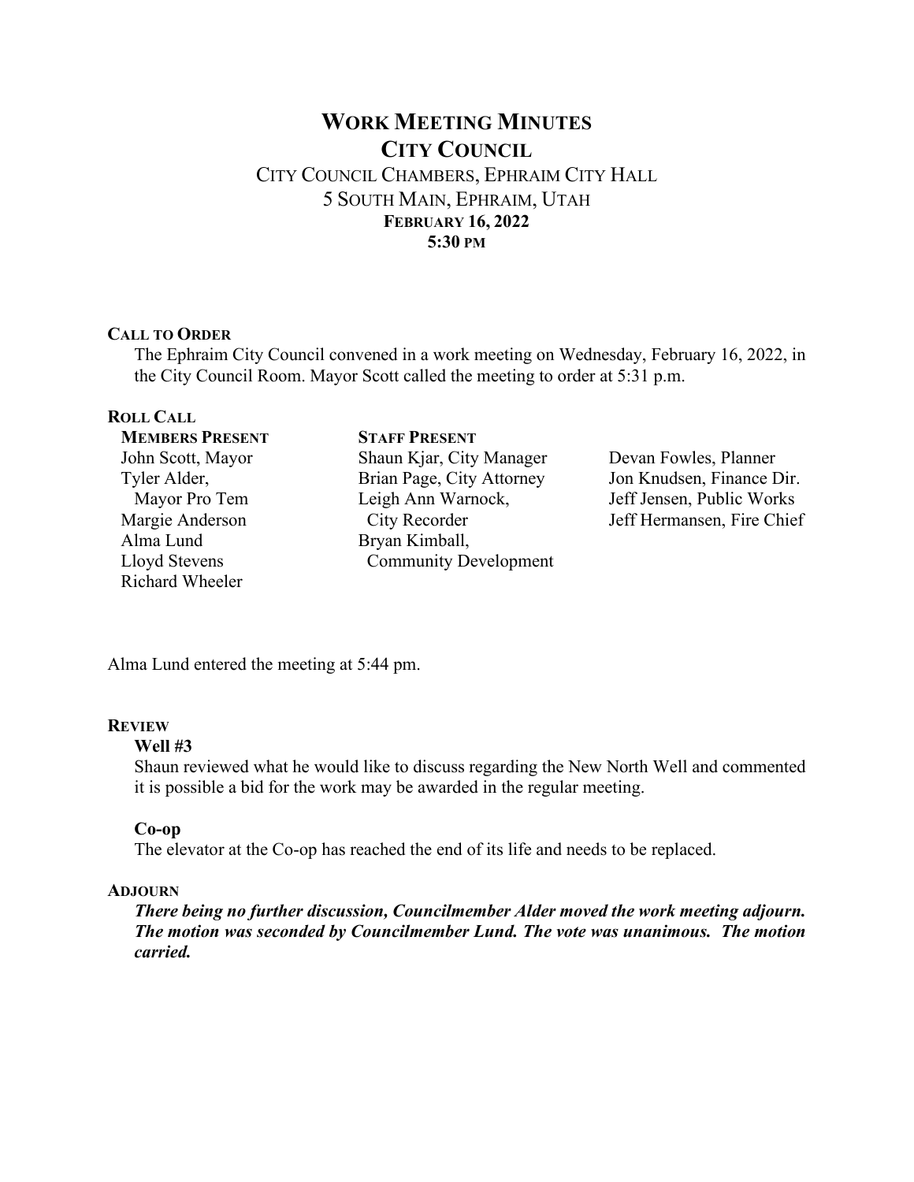# WORK MEETING MINUTES
## CITY COUNCIL

CITY COUNCIL CHAMBERS, EPHRAIM CITY HALL
5 SOUTH MAIN, EPHRAIM, UTAH
**FEBRUARY 16, 2022**
**5:30 PM**

### CALL TO ORDER

The Ephraim City Council convened in a work meeting on Wednesday, February 16, 2022, in the City Council Room. Mayor Scott called the meeting to order at 5:31 p.m.

### ROLL CALL

| MEMBERS PRESENT | STAFF PRESENT | |
|---|---|---|
| John Scott, Mayor | Shaun Kjar, City Manager | Devan Fowles, Planner |
| Tyler Alder, Mayor Pro Tem | Brian Page, City Attorney | Jon Knudsen, Finance Dir. |
| Margie Anderson | Leigh Ann Warnock, City Recorder | Jeff Jensen, Public Works |
| Alma Lund | Bryan Kimball, Community Development | Jeff Hermansen, Fire Chief |
| Lloyd Stevens | | |
| Richard Wheeler | | |

Alma Lund entered the meeting at 5:44 pm.

### REVIEW

**Well #3**

Shaun reviewed what he would like to discuss regarding the New North Well and commented it is possible a bid for the work may be awarded in the regular meeting.

**Co-op**

The elevator at the Co-op has reached the end of its life and needs to be replaced.

### ADJOURN

***There being no further discussion, Councilmember Alder moved the work meeting adjourn. The motion was seconded by Councilmember Lund. The vote was unanimous. The motion carried.***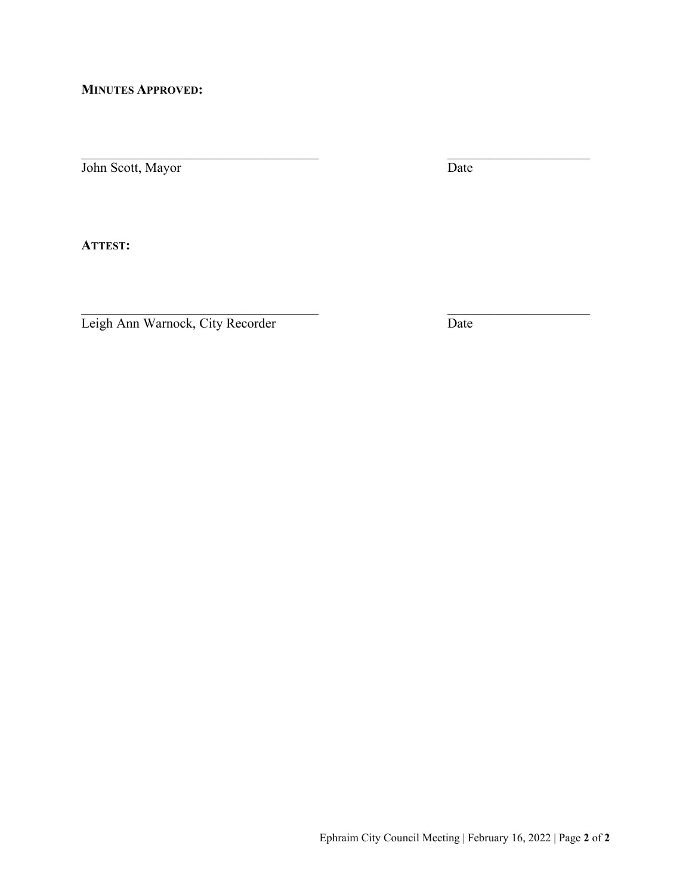**MINUTES APPROVED:**

\_\_\_\_\_\_\_\_\_\_\_\_\_\_\_\_\_\_\_\_\_\_\_\_\_\_\_\_\_\_\_\_\_\_\_\_ \_\_\_\_\_\_\_\_\_\_\_\_\_\_\_\_\_\_\_\_\_\_

John Scott, Mayor Date

**ATTEST:**

\_\_\_\_\_\_\_\_\_\_\_\_\_\_\_\_\_\_\_\_\_\_\_\_\_\_\_\_\_\_\_\_\_\_\_\_ \_\_\_\_\_\_\_\_\_\_\_\_\_\_\_\_\_\_\_\_\_\_

Leigh Ann Warnock, City Recorder Date